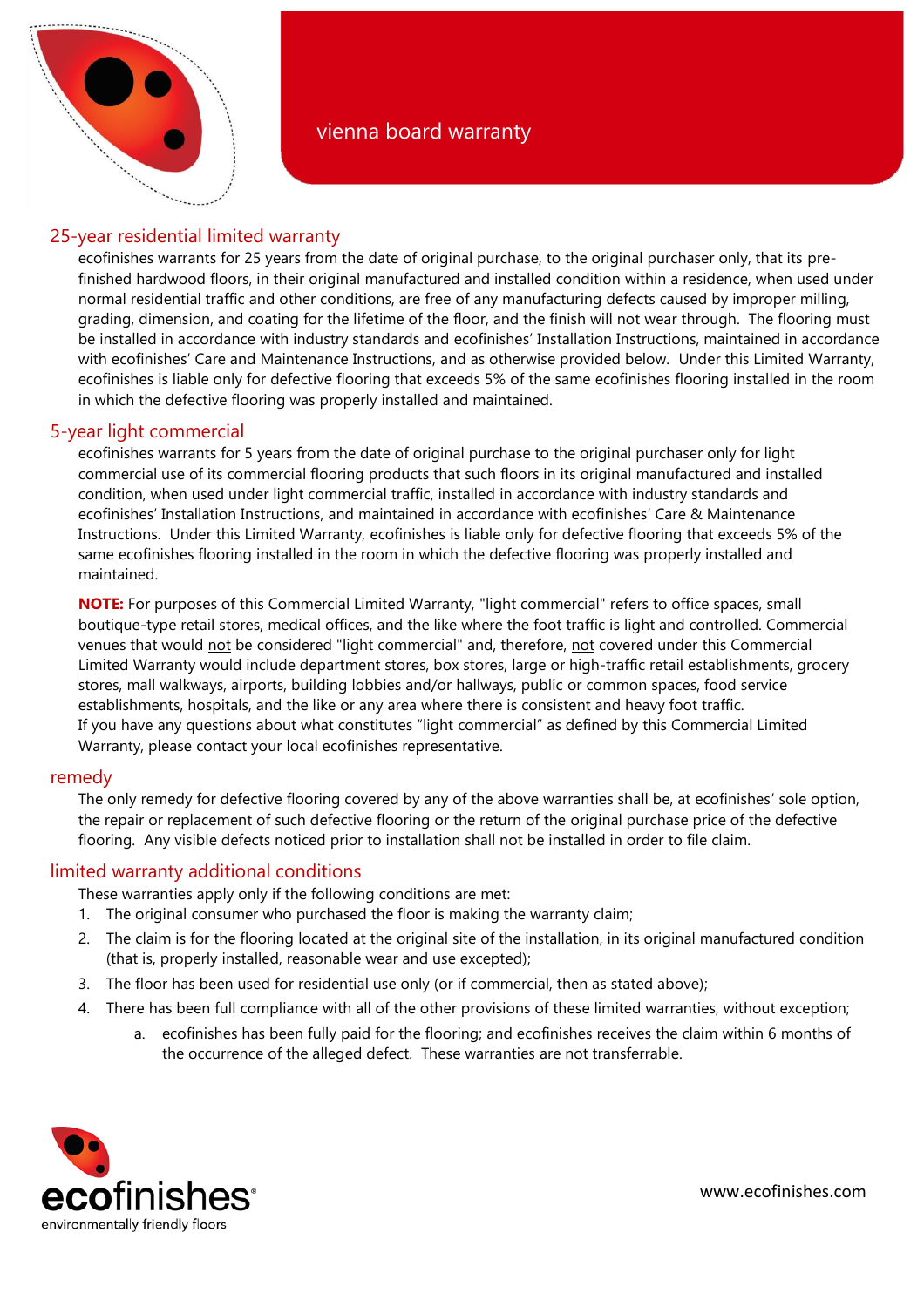# vienna board warranty

## 25-year residential limited warranty

ecofinishes warrants for 25 years from the date of original purchase, to the original purchaser only, that its pre-finished hardwood floors, in their original manufactured and installed condition within a residence, when used under normal residential traffic and other conditions, are free of any manufacturing defects caused by improper milling, grading, dimension, and coating for the lifetime of the floor, and the finish will not wear through. The flooring must be installed in accordance with industry standards and ecofinishes' Installation Instructions, maintained in accordance with ecofinishes' Care and Maintenance Instructions, and as otherwise provided below. Under this Limited Warranty, ecofinishes is liable only for defective flooring that exceeds 5% of the same ecofinishes flooring installed in the room in which the defective flooring was properly installed and maintained.

## 5-year light commercial

ecofinishes warrants for 5 years from the date of original purchase to the original purchaser only for light commercial use of its commercial flooring products that such floors in its original manufactured and installed condition, when used under light commercial traffic, installed in accordance with industry standards and ecofinishes' Installation Instructions, and maintained in accordance with ecofinishes' Care & Maintenance Instructions. Under this Limited Warranty, ecofinishes is liable only for defective flooring that exceeds 5% of the same ecofinishes flooring installed in the room in which the defective flooring was properly installed and maintained.

**NOTE:** For purposes of this Commercial Limited Warranty, "light commercial" refers to office spaces, small boutique-type retail stores, medical offices, and the like where the foot traffic is light and controlled. Commercial venues that would not be considered "light commercial" and, therefore, not covered under this Commercial Limited Warranty would include department stores, box stores, large or high-traffic retail establishments, grocery stores, mall walkways, airports, building lobbies and/or hallways, public or common spaces, food service establishments, hospitals, and the like or any area where there is consistent and heavy foot traffic.
If you have any questions about what constitutes "light commercial" as defined by this Commercial Limited Warranty, please contact your local ecofinishes representative.

## remedy

The only remedy for defective flooring covered by any of the above warranties shall be, at ecofinishes' sole option, the repair or replacement of such defective flooring or the return of the original purchase price of the defective flooring. Any visible defects noticed prior to installation shall not be installed in order to file claim.

## limited warranty additional conditions

These warranties apply only if the following conditions are met:

1. The original consumer who purchased the floor is making the warranty claim;
2. The claim is for the flooring located at the original site of the installation, in its original manufactured condition (that is, properly installed, reasonable wear and use excepted);
3. The floor has been used for residential use only (or if commercial, then as stated above);
4. There has been full compliance with all of the other provisions of these limited warranties, without exception;
    a. ecofinishes has been fully paid for the flooring; and ecofinishes receives the claim within 6 months of the occurrence of the alleged defect. These warranties are not transferrable.

ecofinishes
environmentally friendly floors

www.ecofinishes.com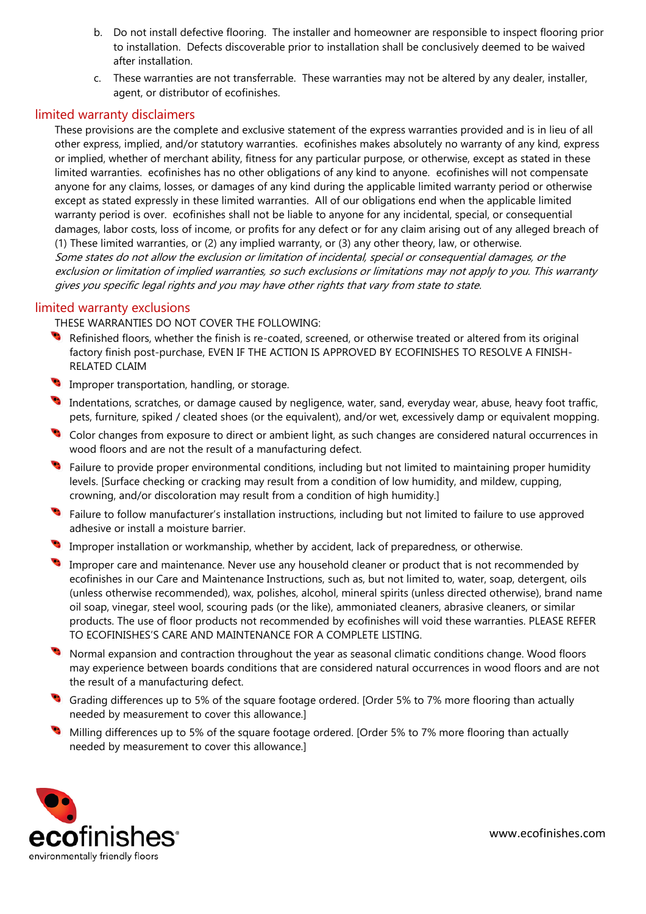b. Do not install defective flooring. The installer and homeowner are responsible to inspect flooring prior to installation. Defects discoverable prior to installation shall be conclusively deemed to be waived after installation.

c. These warranties are not transferrable. These warranties may not be altered by any dealer, installer, agent, or distributor of ecofinishes.

## limited warranty disclaimers

These provisions are the complete and exclusive statement of the express warranties provided and is in lieu of all other express, implied, and/or statutory warranties. ecofinishes makes absolutely no warranty of any kind, express or implied, whether of merchant ability, fitness for any particular purpose, or otherwise, except as stated in these limited warranties. ecofinishes has no other obligations of any kind to anyone. ecofinishes will not compensate anyone for any claims, losses, or damages of any kind during the applicable limited warranty period or otherwise except as stated expressly in these limited warranties. All of our obligations end when the applicable limited warranty period is over. ecofinishes shall not be liable to anyone for any incidental, special, or consequential damages, labor costs, loss of income, or profits for any defect or for any claim arising out of any alleged breach of (1) These limited warranties, or (2) any implied warranty, or (3) any other theory, law, or otherwise.
*Some states do not allow the exclusion or limitation of incidental, special or consequential damages, or the exclusion or limitation of implied warranties, so such exclusions or limitations may not apply to you. This warranty gives you specific legal rights and you may have other rights that vary from state to state.*

## limited warranty exclusions

THESE WARRANTIES DO NOT COVER THE FOLLOWING:

- Refinished floors, whether the finish is re-coated, screened, or otherwise treated or altered from its original factory finish post-purchase, EVEN IF THE ACTION IS APPROVED BY ECOFINISHES TO RESOLVE A FINISH-RELATED CLAIM
- Improper transportation, handling, or storage.
- Indentations, scratches, or damage caused by negligence, water, sand, everyday wear, abuse, heavy foot traffic, pets, furniture, spiked / cleated shoes (or the equivalent), and/or wet, excessively damp or equivalent mopping.
- Color changes from exposure to direct or ambient light, as such changes are considered natural occurrences in wood floors and are not the result of a manufacturing defect.
- Failure to provide proper environmental conditions, including but not limited to maintaining proper humidity levels. [Surface checking or cracking may result from a condition of low humidity, and mildew, cupping, crowning, and/or discoloration may result from a condition of high humidity.]
- Failure to follow manufacturer's installation instructions, including but not limited to failure to use approved adhesive or install a moisture barrier.
- Improper installation or workmanship, whether by accident, lack of preparedness, or otherwise.
- Improper care and maintenance. Never use any household cleaner or product that is not recommended by ecofinishes in our Care and Maintenance Instructions, such as, but not limited to, water, soap, detergent, oils (unless otherwise recommended), wax, polishes, alcohol, mineral spirits (unless directed otherwise), brand name oil soap, vinegar, steel wool, scouring pads (or the like), ammoniated cleaners, abrasive cleaners, or similar products. The use of floor products not recommended by ecofinishes will void these warranties. PLEASE REFER TO ECOFINISHES'S CARE AND MAINTENANCE FOR A COMPLETE LISTING.
- Normal expansion and contraction throughout the year as seasonal climatic conditions change. Wood floors may experience between boards conditions that are considered natural occurrences in wood floors and are not the result of a manufacturing defect.
- Grading differences up to 5% of the square footage ordered. [Order 5% to 7% more flooring than actually needed by measurement to cover this allowance.]
- Milling differences up to 5% of the square footage ordered. [Order 5% to 7% more flooring than actually needed by measurement to cover this allowance.]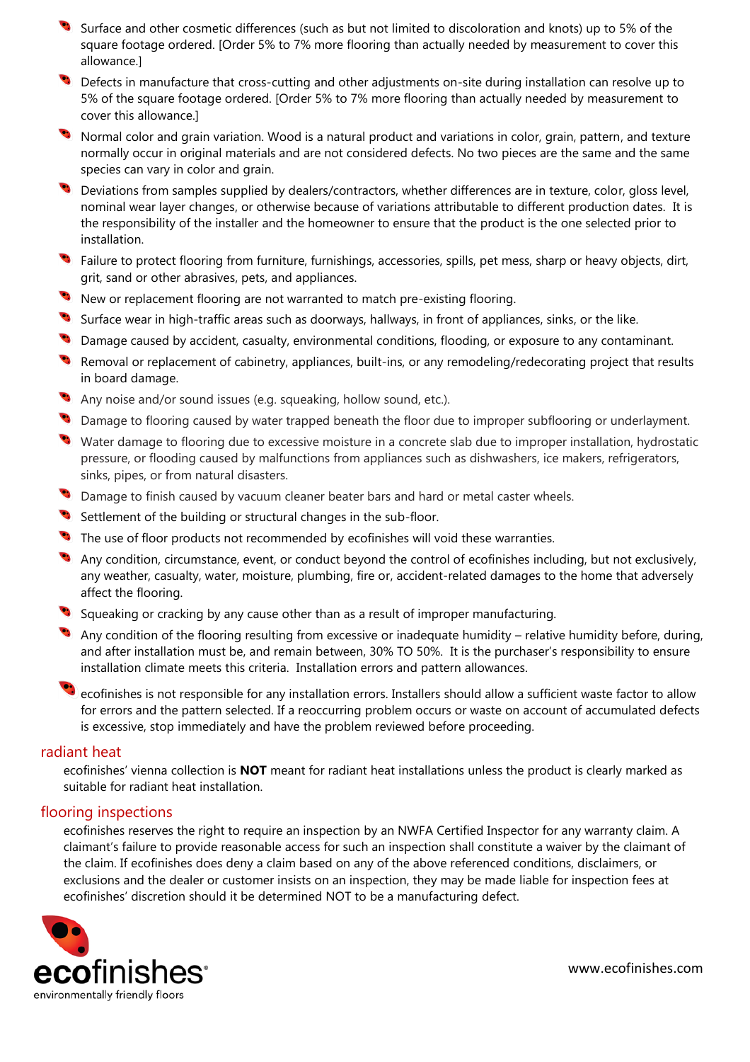- Surface and other cosmetic differences (such as but not limited to discoloration and knots) up to 5% of the square footage ordered. [Order 5% to 7% more flooring than actually needed by measurement to cover this allowance.]
- Defects in manufacture that cross-cutting and other adjustments on-site during installation can resolve up to 5% of the square footage ordered. [Order 5% to 7% more flooring than actually needed by measurement to cover this allowance.]
- Normal color and grain variation. Wood is a natural product and variations in color, grain, pattern, and texture normally occur in original materials and are not considered defects. No two pieces are the same and the same species can vary in color and grain.
- Deviations from samples supplied by dealers/contractors, whether differences are in texture, color, gloss level, nominal wear layer changes, or otherwise because of variations attributable to different production dates. It is the responsibility of the installer and the homeowner to ensure that the product is the one selected prior to installation.
- Failure to protect flooring from furniture, furnishings, accessories, spills, pet mess, sharp or heavy objects, dirt, grit, sand or other abrasives, pets, and appliances.
- New or replacement flooring are not warranted to match pre-existing flooring.
- Surface wear in high-traffic areas such as doorways, hallways, in front of appliances, sinks, or the like.
- Damage caused by accident, casualty, environmental conditions, flooding, or exposure to any contaminant.
- Removal or replacement of cabinetry, appliances, built-ins, or any remodeling/redecorating project that results in board damage.
- Any noise and/or sound issues (e.g. squeaking, hollow sound, etc.).
- Damage to flooring caused by water trapped beneath the floor due to improper subflooring or underlayment.
- Water damage to flooring due to excessive moisture in a concrete slab due to improper installation, hydrostatic pressure, or flooding caused by malfunctions from appliances such as dishwashers, ice makers, refrigerators, sinks, pipes, or from natural disasters.
- Damage to finish caused by vacuum cleaner beater bars and hard or metal caster wheels.
- Settlement of the building or structural changes in the sub-floor.
- The use of floor products not recommended by ecofinishes will void these warranties.
- Any condition, circumstance, event, or conduct beyond the control of ecofinishes including, but not exclusively, any weather, casualty, water, moisture, plumbing, fire or, accident-related damages to the home that adversely affect the flooring.
- Squeaking or cracking by any cause other than as a result of improper manufacturing.
- Any condition of the flooring resulting from excessive or inadequate humidity – relative humidity before, during, and after installation must be, and remain between, 30% TO 50%. It is the purchaser's responsibility to ensure installation climate meets this criteria. Installation errors and pattern allowances.
- ecofinishes is not responsible for any installation errors. Installers should allow a sufficient waste factor to allow for errors and the pattern selected. If a reoccurring problem occurs or waste on account of accumulated defects is excessive, stop immediately and have the problem reviewed before proceeding.

## radiant heat

ecofinishes' vienna collection is **NOT** meant for radiant heat installations unless the product is clearly marked as suitable for radiant heat installation.

## flooring inspections

ecofinishes reserves the right to require an inspection by an NWFA Certified Inspector for any warranty claim. A claimant's failure to provide reasonable access for such an inspection shall constitute a waiver by the claimant of the claim. If ecofinishes does deny a claim based on any of the above referenced conditions, disclaimers, or exclusions and the dealer or customer insists on an inspection, they may be made liable for inspection fees at ecofinishes' discretion should it be determined NOT to be a manufacturing defect.

ecofinishes®
environmentally friendly floors

www.ecofinishes.com